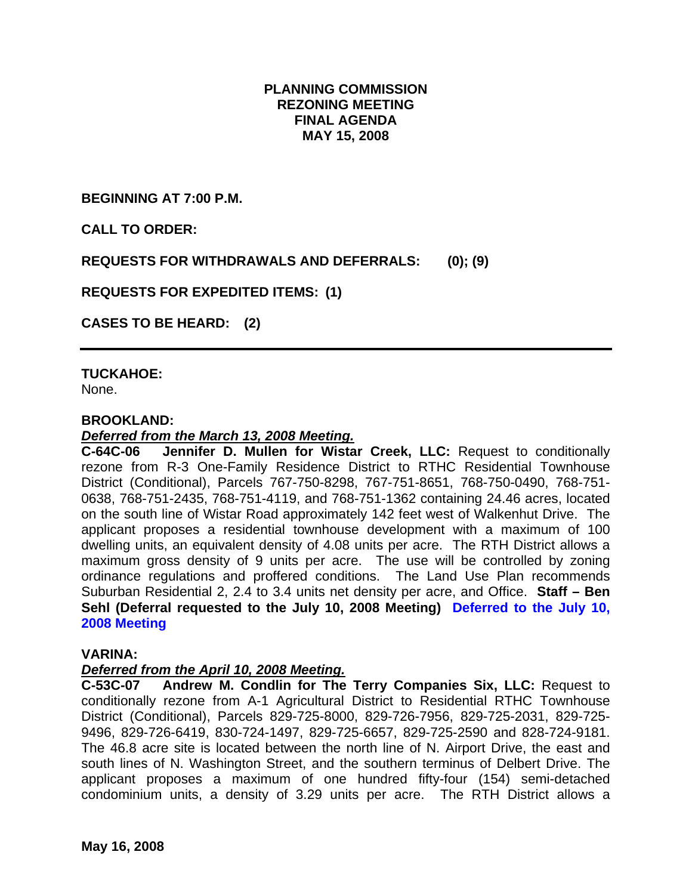**PLANNING COMMISSION**
**REZONING MEETING**
**FINAL AGENDA**
**MAY 15, 2008**

**BEGINNING AT 7:00 P.M.**

**CALL TO ORDER:**

**REQUESTS FOR WITHDRAWALS AND DEFERRALS: (0); (9)**

**REQUESTS FOR EXPEDITED ITEMS: (1)**

**CASES TO BE HEARD: (2)**

---

**TUCKAHOE:**
None.

**BROOKLAND:**
***Deferred from the March 13, 2008 Meeting.***
**C-64C-06 Jennifer D. Mullen for Wistar Creek, LLC:** Request to conditionally rezone from R-3 One-Family Residence District to RTHC Residential Townhouse District (Conditional), Parcels 767-750-8298, 767-751-8651, 768-750-0490, 768-751-0638, 768-751-2435, 768-751-4119, and 768-751-1362 containing 24.46 acres, located on the south line of Wistar Road approximately 142 feet west of Walkenhut Drive. The applicant proposes a residential townhouse development with a maximum of 100 dwelling units, an equivalent density of 4.08 units per acre. The RTH District allows a maximum gross density of 9 units per acre. The use will be controlled by zoning ordinance regulations and proffered conditions. The Land Use Plan recommends Suburban Residential 2, 2.4 to 3.4 units net density per acre, and Office. **Staff – Ben Sehl (Deferral requested to the July 10, 2008 Meeting) Deferred to the July 10, 2008 Meeting**

**VARINA:**
***Deferred from the April 10, 2008 Meeting.***
**C-53C-07 Andrew M. Condlin for The Terry Companies Six, LLC:** Request to conditionally rezone from A-1 Agricultural District to Residential RTHC Townhouse District (Conditional), Parcels 829-725-8000, 829-726-7956, 829-725-2031, 829-725-9496, 829-726-6419, 830-724-1497, 829-725-6657, 829-725-2590 and 828-724-9181. The 46.8 acre site is located between the north line of N. Airport Drive, the east and south lines of N. Washington Street, and the southern terminus of Delbert Drive. The applicant proposes a maximum of one hundred fifty-four (154) semi-detached condominium units, a density of 3.29 units per acre. The RTH District allows a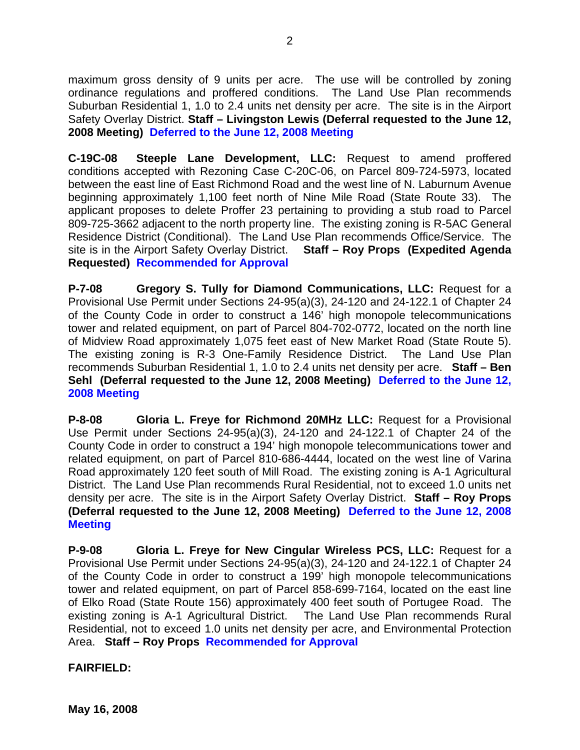maximum gross density of 9 units per acre. The use will be controlled by zoning ordinance regulations and proffered conditions. The Land Use Plan recommends Suburban Residential 1, 1.0 to 2.4 units net density per acre. The site is in the Airport Safety Overlay District. **Staff – Livingston Lewis (Deferral requested to the June 12, 2008 Meeting)** **Deferred to the June 12, 2008 Meeting**

**C-19C-08 Steeple Lane Development, LLC:** Request to amend proffered conditions accepted with Rezoning Case C-20C-06, on Parcel 809-724-5973, located between the east line of East Richmond Road and the west line of N. Laburnum Avenue beginning approximately 1,100 feet north of Nine Mile Road (State Route 33). The applicant proposes to delete Proffer 23 pertaining to providing a stub road to Parcel 809-725-3662 adjacent to the north property line. The existing zoning is R-5AC General Residence District (Conditional). The Land Use Plan recommends Office/Service. The site is in the Airport Safety Overlay District. **Staff – Roy Props (Expedited Agenda Requested)** **Recommended for Approval**

**P-7-08 Gregory S. Tully for Diamond Communications, LLC:** Request for a Provisional Use Permit under Sections 24-95(a)(3), 24-120 and 24-122.1 of Chapter 24 of the County Code in order to construct a 146' high monopole telecommunications tower and related equipment, on part of Parcel 804-702-0772, located on the north line of Midview Road approximately 1,075 feet east of New Market Road (State Route 5). The existing zoning is R-3 One-Family Residence District. The Land Use Plan recommends Suburban Residential 1, 1.0 to 2.4 units net density per acre. **Staff – Ben Sehl (Deferral requested to the June 12, 2008 Meeting)** **Deferred to the June 12, 2008 Meeting**

**P-8-08 Gloria L. Freye for Richmond 20MHz LLC:** Request for a Provisional Use Permit under Sections 24-95(a)(3), 24-120 and 24-122.1 of Chapter 24 of the County Code in order to construct a 194' high monopole telecommunications tower and related equipment, on part of Parcel 810-686-4444, located on the west line of Varina Road approximately 120 feet south of Mill Road. The existing zoning is A-1 Agricultural District. The Land Use Plan recommends Rural Residential, not to exceed 1.0 units net density per acre. The site is in the Airport Safety Overlay District. **Staff – Roy Props (Deferral requested to the June 12, 2008 Meeting)** **Deferred to the June 12, 2008 Meeting**

**P-9-08 Gloria L. Freye for New Cingular Wireless PCS, LLC:** Request for a Provisional Use Permit under Sections 24-95(a)(3), 24-120 and 24-122.1 of Chapter 24 of the County Code in order to construct a 199' high monopole telecommunications tower and related equipment, on part of Parcel 858-699-7164, located on the east line of Elko Road (State Route 156) approximately 400 feet south of Portugee Road. The existing zoning is A-1 Agricultural District. The Land Use Plan recommends Rural Residential, not to exceed 1.0 units net density per acre, and Environmental Protection Area. **Staff – Roy Props** **Recommended for Approval**

**FAIRFIELD:**

**May 16, 2008**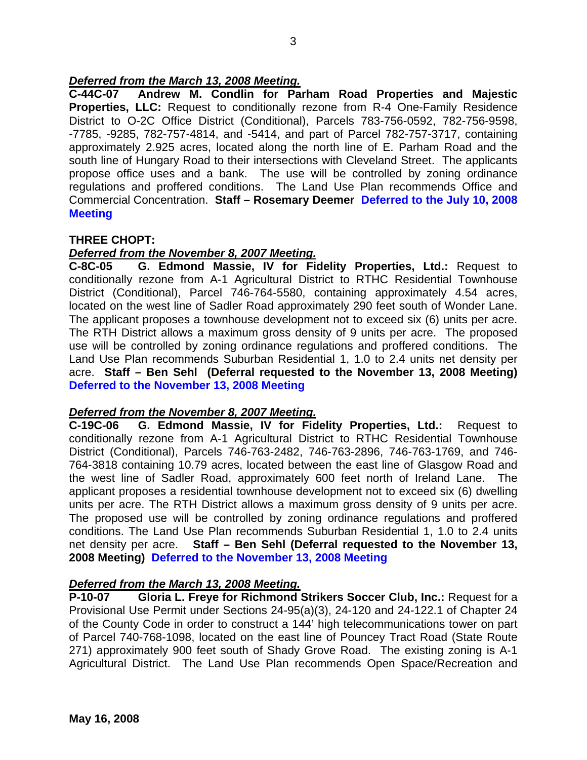***Deferred from the March 13, 2008 Meeting.***

**C-44C-07 Andrew M. Condlin for Parham Road Properties and Majestic Properties, LLC:** Request to conditionally rezone from R-4 One-Family Residence District to O-2C Office District (Conditional), Parcels 783-756-0592, 782-756-9598, -7785, -9285, 782-757-4814, and -5414, and part of Parcel 782-757-3717, containing approximately 2.925 acres, located along the north line of E. Parham Road and the south line of Hungary Road to their intersections with Cleveland Street. The applicants propose office uses and a bank. The use will be controlled by zoning ordinance regulations and proffered conditions. The Land Use Plan recommends Office and Commercial Concentration. **Staff – Rosemary Deemer** **Deferred to the July 10, 2008 Meeting**

**THREE CHOPT:**

***Deferred from the November 8, 2007 Meeting.***

**C-8C-05 G. Edmond Massie, IV for Fidelity Properties, Ltd.:** Request to conditionally rezone from A-1 Agricultural District to RTHC Residential Townhouse District (Conditional), Parcel 746-764-5580, containing approximately 4.54 acres, located on the west line of Sadler Road approximately 290 feet south of Wonder Lane. The applicant proposes a townhouse development not to exceed six (6) units per acre. The RTH District allows a maximum gross density of 9 units per acre. The proposed use will be controlled by zoning ordinance regulations and proffered conditions. The Land Use Plan recommends Suburban Residential 1, 1.0 to 2.4 units net density per acre. **Staff – Ben Sehl (Deferral requested to the November 13, 2008 Meeting)** **Deferred to the November 13, 2008 Meeting**

***Deferred from the November 8, 2007 Meeting.***

**C-19C-06 G. Edmond Massie, IV for Fidelity Properties, Ltd.:** Request to conditionally rezone from A-1 Agricultural District to RTHC Residential Townhouse District (Conditional), Parcels 746-763-2482, 746-763-2896, 746-763-1769, and 746-764-3818 containing 10.79 acres, located between the east line of Glasgow Road and the west line of Sadler Road, approximately 600 feet north of Ireland Lane. The applicant proposes a residential townhouse development not to exceed six (6) dwelling units per acre. The RTH District allows a maximum gross density of 9 units per acre. The proposed use will be controlled by zoning ordinance regulations and proffered conditions. The Land Use Plan recommends Suburban Residential 1, 1.0 to 2.4 units net density per acre. **Staff – Ben Sehl (Deferral requested to the November 13, 2008 Meeting)** **Deferred to the November 13, 2008 Meeting**

***Deferred from the March 13, 2008 Meeting.***

**P-10-07 Gloria L. Freye for Richmond Strikers Soccer Club, Inc.:** Request for a Provisional Use Permit under Sections 24-95(a)(3), 24-120 and 24-122.1 of Chapter 24 of the County Code in order to construct a 144' high telecommunications tower on part of Parcel 740-768-1098, located on the east line of Pouncey Tract Road (State Route 271) approximately 900 feet south of Shady Grove Road. The existing zoning is A-1 Agricultural District. The Land Use Plan recommends Open Space/Recreation and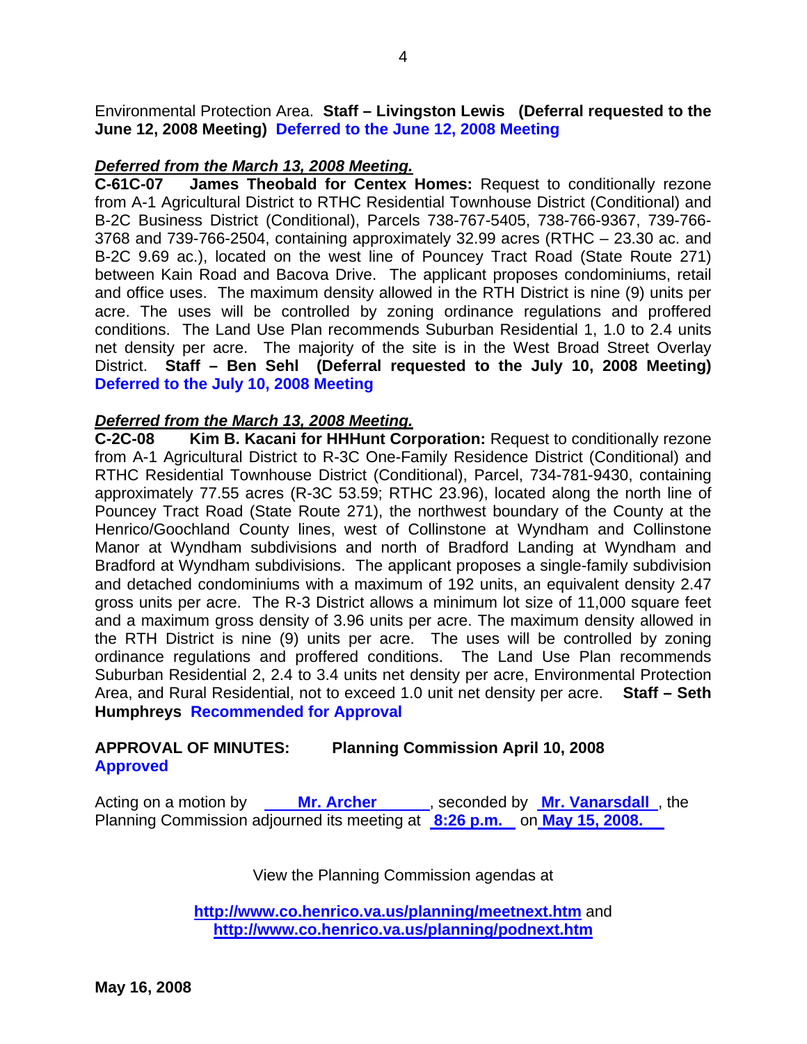Environmental Protection Area. **Staff – Livingston Lewis (Deferral requested to the June 12, 2008 Meeting)** **Deferred to the June 12, 2008 Meeting**

***Deferred from the March 13, 2008 Meeting.***

**C-61C-07 James Theobald for Centex Homes:** Request to conditionally rezone from A-1 Agricultural District to RTHC Residential Townhouse District (Conditional) and B-2C Business District (Conditional), Parcels 738-767-5405, 738-766-9367, 739-766-3768 and 739-766-2504, containing approximately 32.99 acres (RTHC – 23.30 ac. and B-2C 9.69 ac.), located on the west line of Pouncey Tract Road (State Route 271) between Kain Road and Bacova Drive. The applicant proposes condominiums, retail and office uses. The maximum density allowed in the RTH District is nine (9) units per acre. The uses will be controlled by zoning ordinance regulations and proffered conditions. The Land Use Plan recommends Suburban Residential 1, 1.0 to 2.4 units net density per acre. The majority of the site is in the West Broad Street Overlay District. **Staff – Ben Sehl (Deferral requested to the July 10, 2008 Meeting)** **Deferred to the July 10, 2008 Meeting**

***Deferred from the March 13, 2008 Meeting.***

**C-2C-08 Kim B. Kacani for HHHunt Corporation:** Request to conditionally rezone from A-1 Agricultural District to R-3C One-Family Residence District (Conditional) and RTHC Residential Townhouse District (Conditional), Parcel, 734-781-9430, containing approximately 77.55 acres (R-3C 53.59; RTHC 23.96), located along the north line of Pouncey Tract Road (State Route 271), the northwest boundary of the County at the Henrico/Goochland County lines, west of Collinstone at Wyndham and Collinstone Manor at Wyndham subdivisions and north of Bradford Landing at Wyndham and Bradford at Wyndham subdivisions. The applicant proposes a single-family subdivision and detached condominiums with a maximum of 192 units, an equivalent density 2.47 gross units per acre. The R-3 District allows a minimum lot size of 11,000 square feet and a maximum gross density of 3.96 units per acre. The maximum density allowed in the RTH District is nine (9) units per acre. The uses will be controlled by zoning ordinance regulations and proffered conditions. The Land Use Plan recommends Suburban Residential 2, 2.4 to 3.4 units net density per acre, Environmental Protection Area, and Rural Residential, not to exceed 1.0 unit net density per acre. **Staff – Seth Humphreys** **Recommended for Approval**

**APPROVAL OF MINUTES: Planning Commission April 10, 2008**
**Approved**

Acting on a motion by **Mr. Archer**, seconded by **Mr. Vanarsdall**, the Planning Commission adjourned its meeting at **8:26 p.m.** on **May 15, 2008.**

View the Planning Commission agendas at

**http://www.co.henrico.va.us/planning/meetnext.htm** and **http://www.co.henrico.va.us/planning/podnext.htm**

**May 16, 2008**